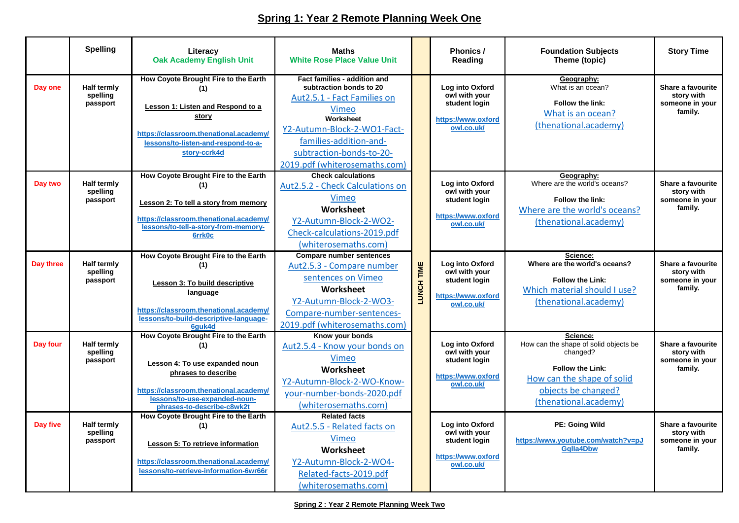# Spring 1: Year 2 Remote Planning Week One

| | Spelling | Literacy Oak Academy English Unit | Maths White Rose Place Value Unit | | Phonics / Reading | Foundation Subjects Theme (topic) | Story Time |
|---|---|---|---|---|---|---|---|
| Day one | Half termly spelling passport | How Coyote Brought Fire to the Earth (1) **Lesson 1: Listen and Respond to a story** https://classroom.thenational.academy/lessons/to-listen-and-respond-to-a-story-ccrk4d | Fact families - addition and subtraction bonds to 20 Aut2.5.1 - Fact Families on Vimeo Worksheet Y2-Autumn-Block-2-WO1-Fact-families-addition-and-subtraction-bonds-to-20-2019.pdf (whiterosemaths.com) | LUNCH TIME | Log into Oxford owl with your student login https://www.oxfordowl.co.uk/ | **Geography:** What is an ocean? Follow the link: What is an ocean? (thenational.academy) | Share a favourite story with someone in your family. |
| Day two | Half termly spelling passport | How Coyote Brought Fire to the Earth (1) **Lesson 2: To tell a story from memory** https://classroom.thenational.academy/lessons/to-tell-a-story-from-memory-6rrk0c | Check calculations Aut2.5.2 - Check Calculations on Vimeo Worksheet Y2-Autumn-Block-2-WO2-Check-calculations-2019.pdf (whiterosemaths.com) | LUNCH TIME | Log into Oxford owl with your student login https://www.oxfordowl.co.uk/ | **Geography:** Where are the world's oceans? Follow the link: Where are the world's oceans? (thenational.academy) | Share a favourite story with someone in your family. |
| Day three | Half termly spelling passport | How Coyote Brought Fire to the Earth (1) **Lesson 3: To build descriptive language** https://classroom.thenational.academy/lessons/to-build-descriptive-language-6guk4d | Compare number sentences Aut2.5.3 - Compare number sentences on Vimeo Worksheet Y2-Autumn-Block-2-WO3-Compare-number-sentences-2019.pdf (whiterosemaths.com) | LUNCH TIME | Log into Oxford owl with your student login https://www.oxfordowl.co.uk/ | **Science:** Where are the world's oceans? Follow the Link: Which material should I use? (thenational.academy) | Share a favourite story with someone in your family. |
| Day four | Half termly spelling passport | How Coyote Brought Fire to the Earth (1) **Lesson 4: To use expanded noun phrases to describe** https://classroom.thenational.academy/lessons/to-use-expanded-noun-phrases-to-describe-c8wk2t | Know your bonds Aut2.5.4 - Know your bonds on Vimeo Worksheet Y2-Autumn-Block-2-WO-Know-your-number-bonds-2020.pdf (whiterosemaths.com) | LUNCH TIME | Log into Oxford owl with your student login https://www.oxfordowl.co.uk/ | **Science:** How can the shape of solid objects be changed? Follow the Link: How can the shape of solid objects be changed? (thenational.academy) | Share a favourite story with someone in your family. |
| Day five | Half termly spelling passport | How Coyote Brought Fire to the Earth (1) **Lesson 5: To retrieve information** https://classroom.thenational.academy/lessons/to-retrieve-information-6wr66r | Related facts Aut2.5.5 - Related facts on Vimeo Worksheet Y2-Autumn-Block-2-WO4-Related-facts-2019.pdf (whiterosemaths.com) | LUNCH TIME | Log into Oxford owl with your student login https://www.oxfordowl.co.uk/ | PE: Going Wild https://www.youtube.com/watch?v=pJGqIla4Dbw | Share a favourite story with someone in your family. |

**Spring 2 : Year 2 Remote Planning Week Two**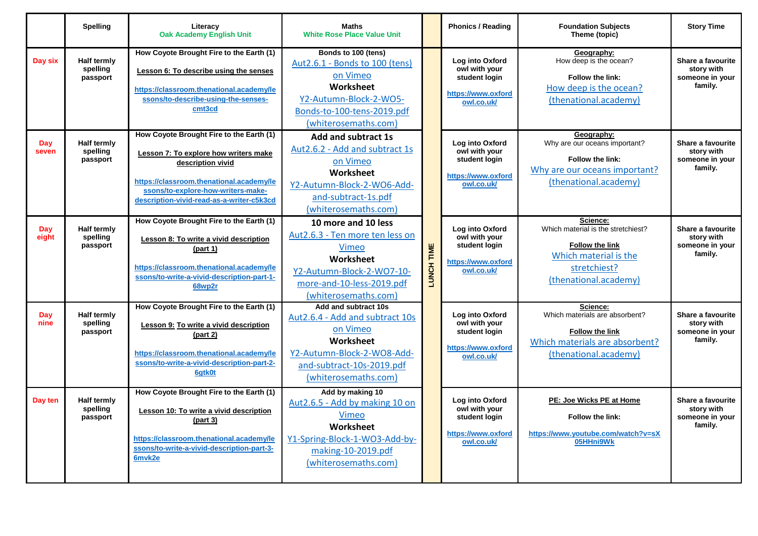| | Spelling | Literacy Oak Academy English Unit | Maths White Rose Place Value Unit | | Phonics / Reading | Foundation Subjects Theme (topic) | Story Time |
|---|---|---|---|---|---|---|---|
| Day six | Half termly spelling passport | How Coyote Brought Fire to the Earth (1)<br><br>**Lesson 6: To describe using the senses**<br><br>https://classroom.thenational.academy/lessons/to-describe-using-the-senses-cmt3cd | **Bonds to 100 (tens)**<br>Aut2.6.1 - Bonds to 100 (tens) on Vimeo<br>**Worksheet**<br>Y2-Autumn-Block-2-WO5-Bonds-to-100-tens-2019.pdf (whiterosemaths.com) | LUNCH TIME | Log into Oxford owl with your student login<br><br>https://www.oxfordowl.co.uk/ | **Geography:**<br>How deep is the ocean?<br><br>**Follow the link:**<br>How deep is the ocean? (thenational.academy) | Share a favourite story with someone in your family. |
| Day seven | Half termly spelling passport | How Coyote Brought Fire to the Earth (1)<br><br>**Lesson 7: To explore how writers make description vivid**<br><br>https://classroom.thenational.academy/lessons/to-explore-how-writers-make-description-vivid-read-as-a-writer-c5k3cd | **Add and subtract 1s**<br>Aut2.6.2 - Add and subtract 1s on Vimeo<br>**Worksheet**<br>Y2-Autumn-Block-2-WO6-Add-and-subtract-1s.pdf (whiterosemaths.com) | LUNCH TIME | Log into Oxford owl with your student login<br><br>https://www.oxfordowl.co.uk/ | **Geography:**<br>Why are our oceans important?<br><br>**Follow the link:**<br>Why are our oceans important? (thenational.academy) | Share a favourite story with someone in your family. |
| Day eight | Half termly spelling passport | How Coyote Brought Fire to the Earth (1)<br><br>**Lesson 8: To write a vivid description (part 1)**<br><br>https://classroom.thenational.academy/lessons/to-write-a-vivid-description-part-1-68wp2r | **10 more and 10 less**<br>Aut2.6.3 - Ten more ten less on Vimeo<br>**Worksheet**<br>Y2-Autumn-Block-2-WO7-10-more-and-10-less-2019.pdf (whiterosemaths.com) | LUNCH TIME | Log into Oxford owl with your student login<br><br>https://www.oxfordowl.co.uk/ | **Science:**<br>Which material is the stretchiest?<br><br>**Follow the link**<br>Which material is the stretchiest? (thenational.academy) | Share a favourite story with someone in your family. |
| Day nine | Half termly spelling passport | How Coyote Brought Fire to the Earth (1)<br><br>**Lesson 9: To write a vivid description (part 2)**<br><br>https://classroom.thenational.academy/lessons/to-write-a-vivid-description-part-2-6gtk0t | **Add and subtract 10s**<br>Aut2.6.4 - Add and subtract 10s on Vimeo<br>**Worksheet**<br>Y2-Autumn-Block-2-WO8-Add-and-subtract-10s-2019.pdf (whiterosemaths.com) | LUNCH TIME | Log into Oxford owl with your student login<br><br>https://www.oxfordowl.co.uk/ | **Science:**<br>Which materials are absorbent?<br><br>**Follow the link**<br>Which materials are absorbent? (thenational.academy) | Share a favourite story with someone in your family. |
| Day ten | Half termly spelling passport | How Coyote Brought Fire to the Earth (1)<br><br>**Lesson 10: To write a vivid description (part 3)**<br><br>https://classroom.thenational.academy/lessons/to-write-a-vivid-description-part-3-6mvk2e | **Add by making 10**<br>Aut2.6.5 - Add by making 10 on Vimeo<br>**Worksheet**<br>Y1-Spring-Block-1-WO3-Add-by-making-10-2019.pdf (whiterosemaths.com) | LUNCH TIME | Log into Oxford owl with your student login<br><br>https://www.oxfordowl.co.uk/ | **PE: Joe Wicks PE at Home**<br><br>**Follow the link:**<br>https://www.youtube.com/watch?v=sX05HHni9Wk | Share a favourite story with someone in your family. |